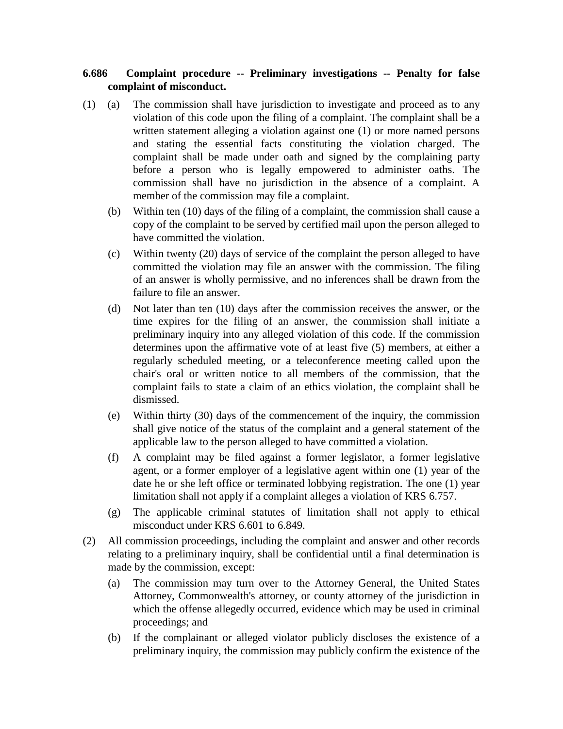**6.686 Complaint procedure -- Preliminary investigations -- Penalty for false complaint of misconduct.**

(1) (a) The commission shall have jurisdiction to investigate and proceed as to any violation of this code upon the filing of a complaint. The complaint shall be a written statement alleging a violation against one (1) or more named persons and stating the essential facts constituting the violation charged. The complaint shall be made under oath and signed by the complaining party before a person who is legally empowered to administer oaths. The commission shall have no jurisdiction in the absence of a complaint. A member of the commission may file a complaint.

(b) Within ten (10) days of the filing of a complaint, the commission shall cause a copy of the complaint to be served by certified mail upon the person alleged to have committed the violation.

(c) Within twenty (20) days of service of the complaint the person alleged to have committed the violation may file an answer with the commission. The filing of an answer is wholly permissive, and no inferences shall be drawn from the failure to file an answer.

(d) Not later than ten (10) days after the commission receives the answer, or the time expires for the filing of an answer, the commission shall initiate a preliminary inquiry into any alleged violation of this code. If the commission determines upon the affirmative vote of at least five (5) members, at either a regularly scheduled meeting, or a teleconference meeting called upon the chair's oral or written notice to all members of the commission, that the complaint fails to state a claim of an ethics violation, the complaint shall be dismissed.

(e) Within thirty (30) days of the commencement of the inquiry, the commission shall give notice of the status of the complaint and a general statement of the applicable law to the person alleged to have committed a violation.

(f) A complaint may be filed against a former legislator, a former legislative agent, or a former employer of a legislative agent within one (1) year of the date he or she left office or terminated lobbying registration. The one (1) year limitation shall not apply if a complaint alleges a violation of KRS 6.757.

(g) The applicable criminal statutes of limitation shall not apply to ethical misconduct under KRS 6.601 to 6.849.

(2) All commission proceedings, including the complaint and answer and other records relating to a preliminary inquiry, shall be confidential until a final determination is made by the commission, except:

(a) The commission may turn over to the Attorney General, the United States Attorney, Commonwealth's attorney, or county attorney of the jurisdiction in which the offense allegedly occurred, evidence which may be used in criminal proceedings; and

(b) If the complainant or alleged violator publicly discloses the existence of a preliminary inquiry, the commission may publicly confirm the existence of the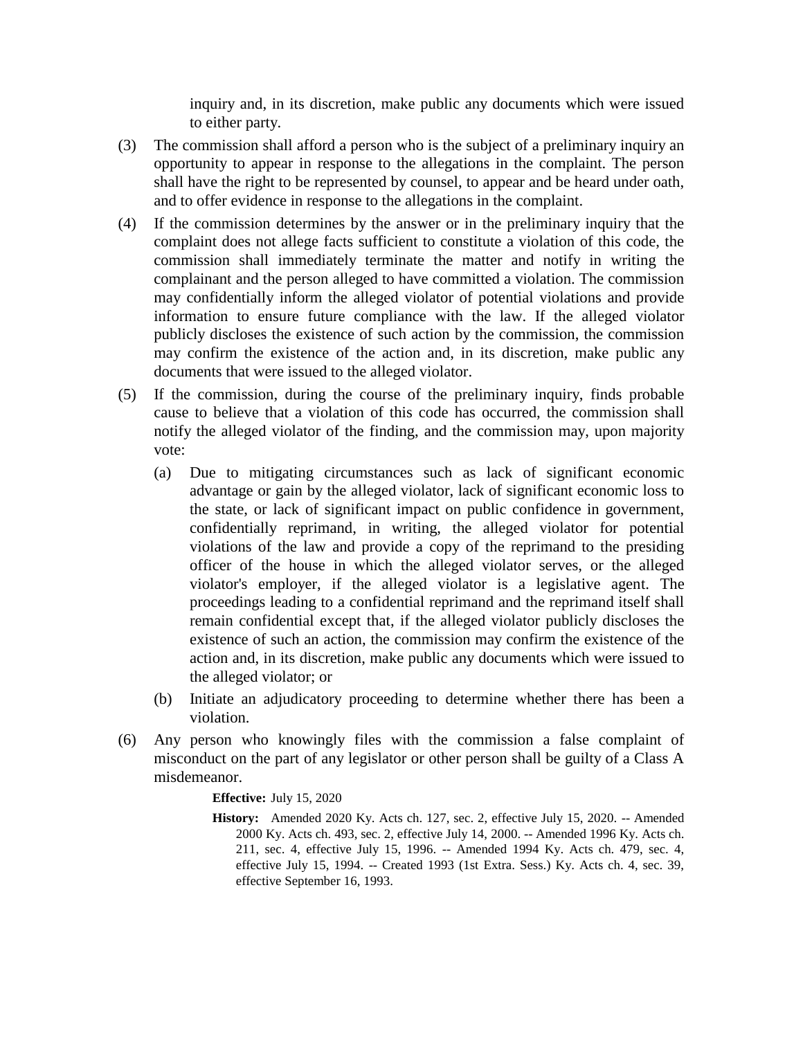inquiry and, in its discretion, make public any documents which were issued to either party.

(3) The commission shall afford a person who is the subject of a preliminary inquiry an opportunity to appear in response to the allegations in the complaint. The person shall have the right to be represented by counsel, to appear and be heard under oath, and to offer evidence in response to the allegations in the complaint.

(4) If the commission determines by the answer or in the preliminary inquiry that the complaint does not allege facts sufficient to constitute a violation of this code, the commission shall immediately terminate the matter and notify in writing the complainant and the person alleged to have committed a violation. The commission may confidentially inform the alleged violator of potential violations and provide information to ensure future compliance with the law. If the alleged violator publicly discloses the existence of such action by the commission, the commission may confirm the existence of the action and, in its discretion, make public any documents that were issued to the alleged violator.

(5) If the commission, during the course of the preliminary inquiry, finds probable cause to believe that a violation of this code has occurred, the commission shall notify the alleged violator of the finding, and the commission may, upon majority vote:

   (a) Due to mitigating circumstances such as lack of significant economic advantage or gain by the alleged violator, lack of significant economic loss to the state, or lack of significant impact on public confidence in government, confidentially reprimand, in writing, the alleged violator for potential violations of the law and provide a copy of the reprimand to the presiding officer of the house in which the alleged violator serves, or the alleged violator's employer, if the alleged violator is a legislative agent. The proceedings leading to a confidential reprimand and the reprimand itself shall remain confidential except that, if the alleged violator publicly discloses the existence of such an action, the commission may confirm the existence of the action and, in its discretion, make public any documents which were issued to the alleged violator; or

   (b) Initiate an adjudicatory proceeding to determine whether there has been a violation.

(6) Any person who knowingly files with the commission a false complaint of misconduct on the part of any legislator or other person shall be guilty of a Class A misdemeanor.

**Effective:** July 15, 2020

**History:** Amended 2020 Ky. Acts ch. 127, sec. 2, effective July 15, 2020. -- Amended 2000 Ky. Acts ch. 493, sec. 2, effective July 14, 2000. -- Amended 1996 Ky. Acts ch. 211, sec. 4, effective July 15, 1996. -- Amended 1994 Ky. Acts ch. 479, sec. 4, effective July 15, 1994. -- Created 1993 (1st Extra. Sess.) Ky. Acts ch. 4, sec. 39, effective September 16, 1993.